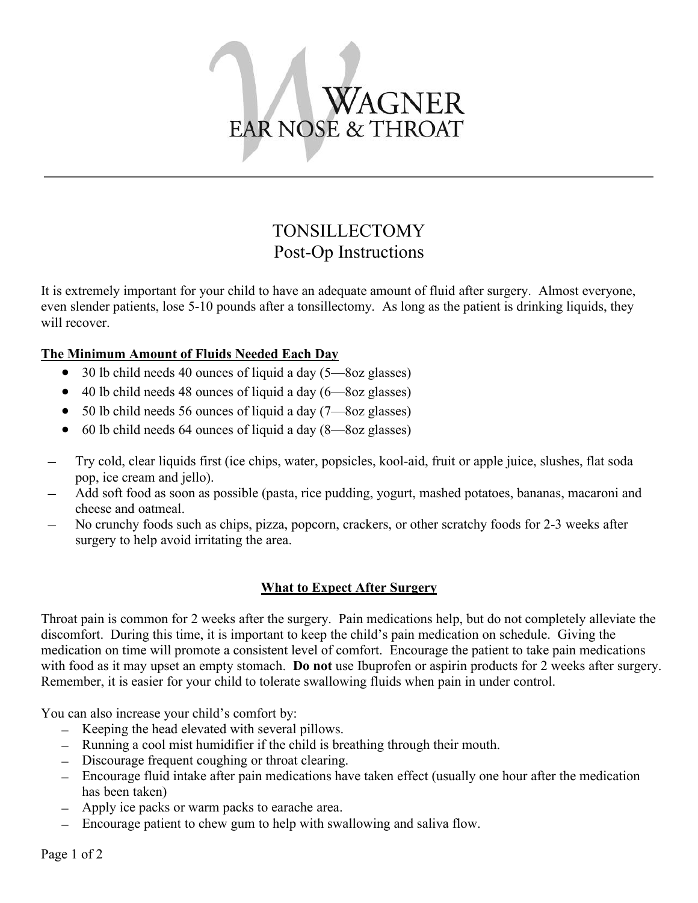# WAGNER EAR NOSE & THROAT

## TONSILLECTOMY
## Post-Op Instructions

It is extremely important for your child to have an adequate amount of fluid after surgery. Almost everyone, even slender patients, lose 5-10 pounds after a tonsillectomy. As long as the patient is drinking liquids, they will recover.

### <u>The Minimum Amount of Fluids Needed Each Day</u>

- 30 lb child needs 40 ounces of liquid a day (5—8oz glasses)
- 40 lb child needs 48 ounces of liquid a day (6—8oz glasses)
- 50 lb child needs 56 ounces of liquid a day (7—8oz glasses)
- 60 lb child needs 64 ounces of liquid a day (8—8oz glasses)

- Try cold, clear liquids first (ice chips, water, popsicles, kool-aid, fruit or apple juice, slushes, flat soda pop, ice cream and jello).
- Add soft food as soon as possible (pasta, rice pudding, yogurt, mashed potatoes, bananas, macaroni and cheese and oatmeal.
- No crunchy foods such as chips, pizza, popcorn, crackers, or other scratchy foods for 2-3 weeks after surgery to help avoid irritating the area.

### <u>What to Expect After Surgery</u>

Throat pain is common for 2 weeks after the surgery. Pain medications help, but do not completely alleviate the discomfort. During this time, it is important to keep the child's pain medication on schedule. Giving the medication on time will promote a consistent level of comfort. Encourage the patient to take pain medications with food as it may upset an empty stomach. **Do not** use Ibuprofen or aspirin products for 2 weeks after surgery. Remember, it is easier for your child to tolerate swallowing fluids when pain in under control.

You can also increase your child's comfort by:

- Keeping the head elevated with several pillows.
- Running a cool mist humidifier if the child is breathing through their mouth.
- Discourage frequent coughing or throat clearing.
- Encourage fluid intake after pain medications have taken effect (usually one hour after the medication has been taken)
- Apply ice packs or warm packs to earache area.
- Encourage patient to chew gum to help with swallowing and saliva flow.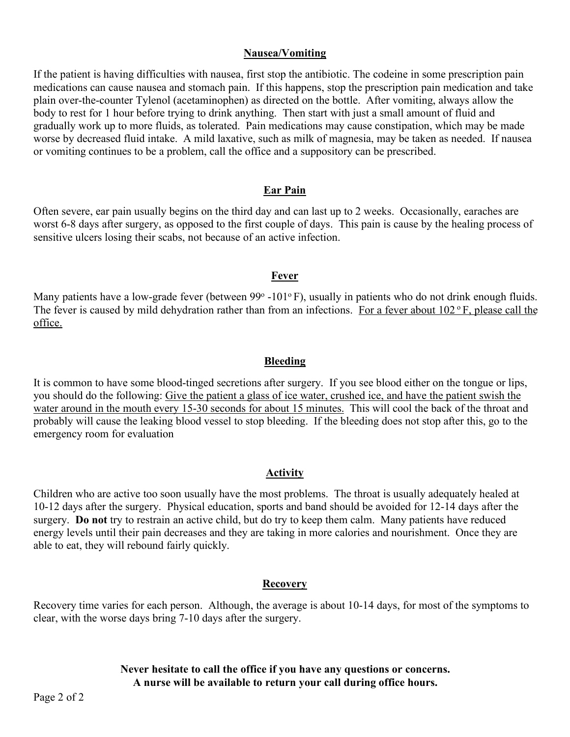## Nausea/Vomiting

If the patient is having difficulties with nausea, first stop the antibiotic. The codeine in some prescription pain medications can cause nausea and stomach pain. If this happens, stop the prescription pain medication and take plain over-the-counter Tylenol (acetaminophen) as directed on the bottle. After vomiting, always allow the body to rest for 1 hour before trying to drink anything. Then start with just a small amount of fluid and gradually work up to more fluids, as tolerated. Pain medications may cause constipation, which may be made worse by decreased fluid intake. A mild laxative, such as milk of magnesia, may be taken as needed. If nausea or vomiting continues to be a problem, call the office and a suppository can be prescribed.

## Ear Pain

Often severe, ear pain usually begins on the third day and can last up to 2 weeks. Occasionally, earaches are worst 6-8 days after surgery, as opposed to the first couple of days. This pain is cause by the healing process of sensitive ulcers losing their scabs, not because of an active infection.

## Fever

Many patients have a low-grade fever (between 99° -101° F), usually in patients who do not drink enough fluids. The fever is caused by mild dehydration rather than from an infections. <u>For a fever about 102 ° F, please call the office.</u>

## Bleeding

It is common to have some blood-tinged secretions after surgery. If you see blood either on the tongue or lips, you should do the following: <u>Give the patient a glass of ice water, crushed ice, and have the patient swish the water around in the mouth every 15-30 seconds for about 15 minutes.</u> This will cool the back of the throat and probably will cause the leaking blood vessel to stop bleeding. If the bleeding does not stop after this, go to the emergency room for evaluation

## Activity

Children who are active too soon usually have the most problems. The throat is usually adequately healed at 10-12 days after the surgery. Physical education, sports and band should be avoided for 12-14 days after the surgery. **Do not** try to restrain an active child, but do try to keep them calm. Many patients have reduced energy levels until their pain decreases and they are taking in more calories and nourishment. Once they are able to eat, they will rebound fairly quickly.

## Recovery

Recovery time varies for each person. Although, the average is about 10-14 days, for most of the symptoms to clear, with the worse days bring 7-10 days after the surgery.

**Never hesitate to call the office if you have any questions or concerns.**
**A nurse will be available to return your call during office hours.**